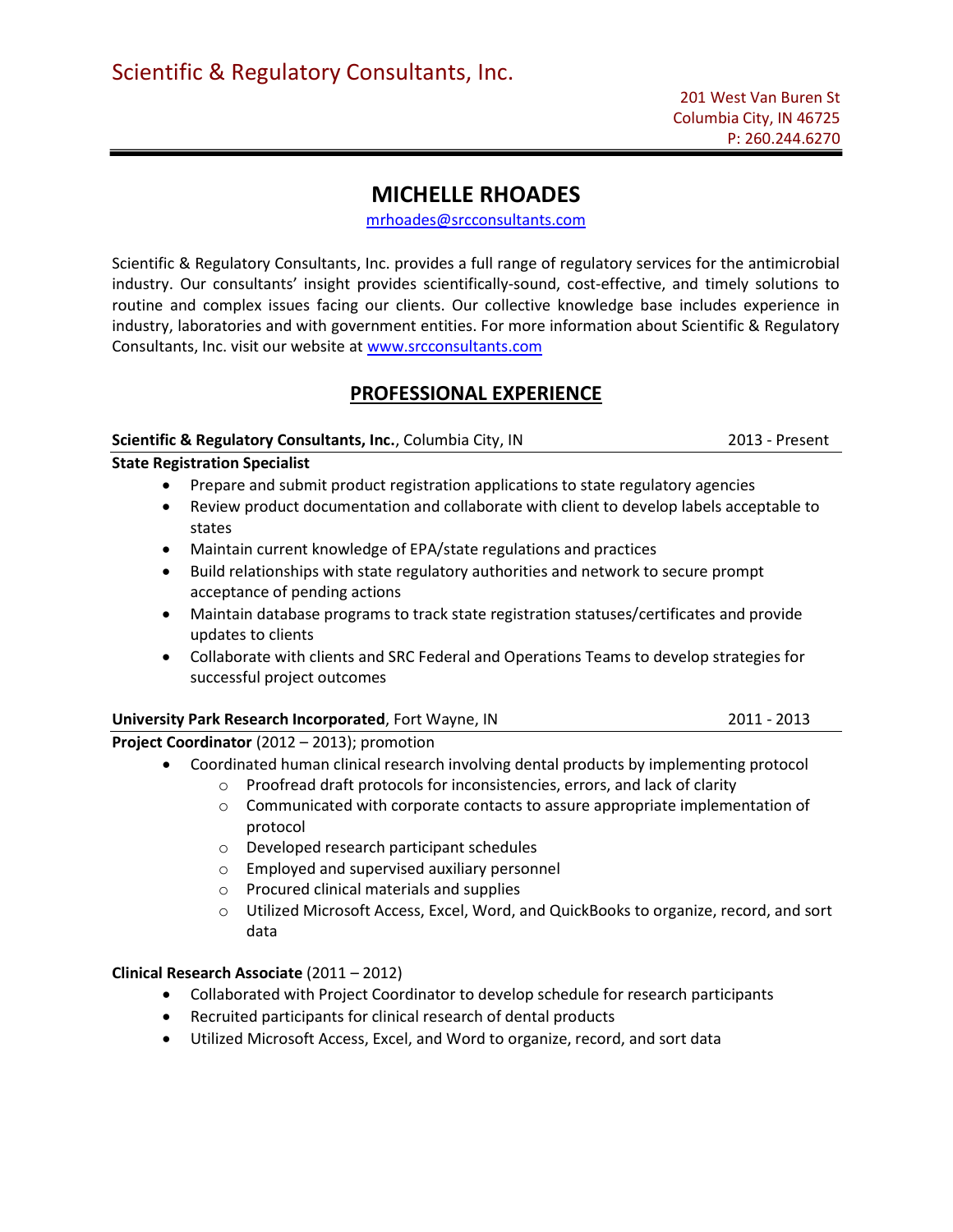Scientific & Regulatory Consultants, Inc.

201 West Van Buren St
Columbia City, IN 46725
P: 260.244.6270

# MICHELLE RHOADES

mrhoades@srcconsultants.com

Scientific & Regulatory Consultants, Inc. provides a full range of regulatory services for the antimicrobial industry. Our consultants' insight provides scientifically-sound, cost-effective, and timely solutions to routine and complex issues facing our clients. Our collective knowledge base includes experience in industry, laboratories and with government entities. For more information about Scientific & Regulatory Consultants, Inc. visit our website at www.srcconsultants.com

## PROFESSIONAL EXPERIENCE

**Scientific & Regulatory Consultants, Inc.**, Columbia City, IN 2013 - Present

**State Registration Specialist**

- Prepare and submit product registration applications to state regulatory agencies
- Review product documentation and collaborate with client to develop labels acceptable to states
- Maintain current knowledge of EPA/state regulations and practices
- Build relationships with state regulatory authorities and network to secure prompt acceptance of pending actions
- Maintain database programs to track state registration statuses/certificates and provide updates to clients
- Collaborate with clients and SRC Federal and Operations Teams to develop strategies for successful project outcomes

**University Park Research Incorporated**, Fort Wayne, IN 2011 - 2013

**Project Coordinator** (2012 – 2013); promotion

- Coordinated human clinical research involving dental products by implementing protocol
  - Proofread draft protocols for inconsistencies, errors, and lack of clarity
  - Communicated with corporate contacts to assure appropriate implementation of protocol
  - Developed research participant schedules
  - Employed and supervised auxiliary personnel
  - Procured clinical materials and supplies
  - Utilized Microsoft Access, Excel, Word, and QuickBooks to organize, record, and sort data

**Clinical Research Associate** (2011 – 2012)

- Collaborated with Project Coordinator to develop schedule for research participants
- Recruited participants for clinical research of dental products
- Utilized Microsoft Access, Excel, and Word to organize, record, and sort data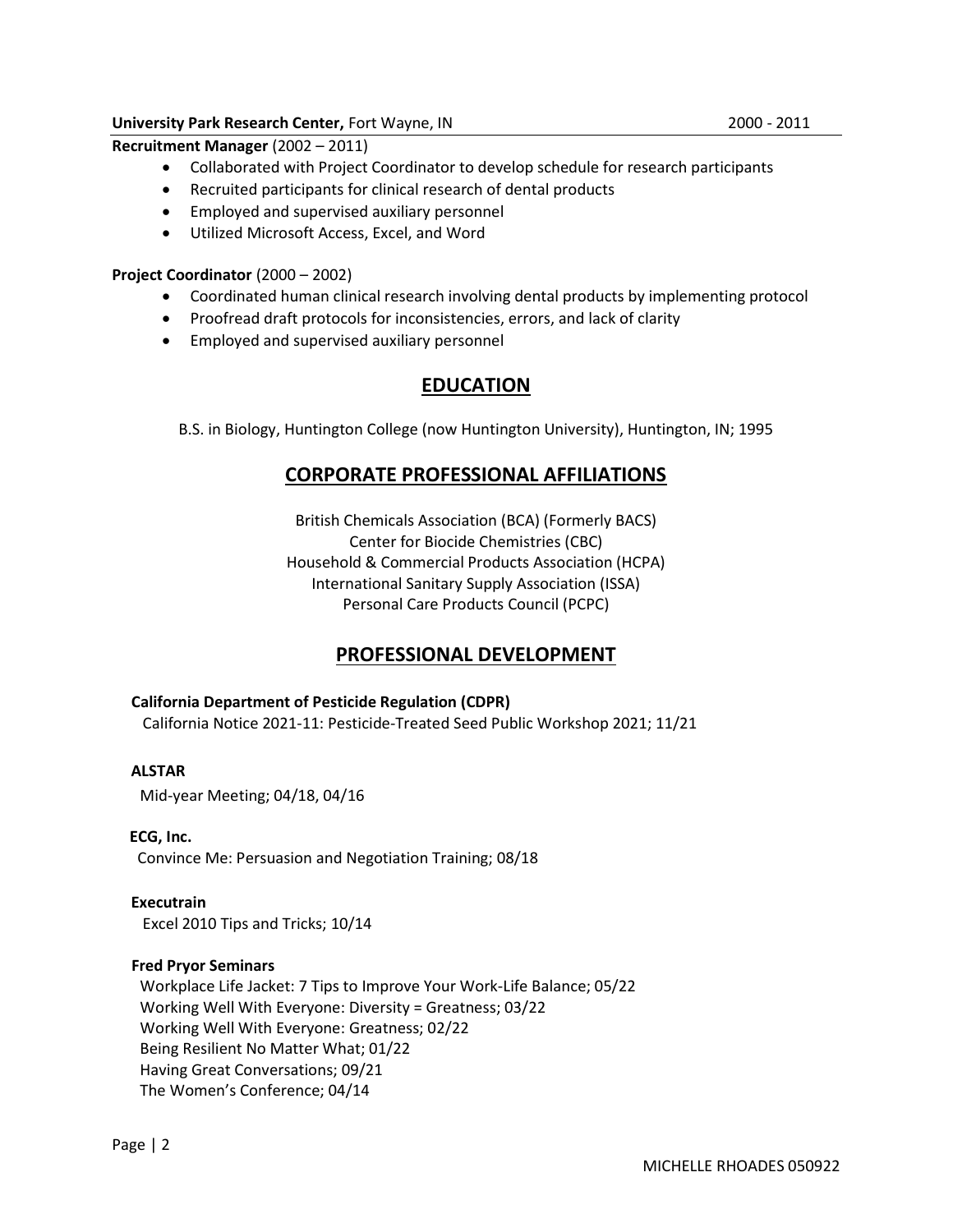**University Park Research Center,** Fort Wayne, IN 2000 - 2011

**Recruitment Manager** (2002 – 2011)

- Collaborated with Project Coordinator to develop schedule for research participants
- Recruited participants for clinical research of dental products
- Employed and supervised auxiliary personnel
- Utilized Microsoft Access, Excel, and Word

**Project Coordinator** (2000 – 2002)

- Coordinated human clinical research involving dental products by implementing protocol
- Proofread draft protocols for inconsistencies, errors, and lack of clarity
- Employed and supervised auxiliary personnel

## EDUCATION

B.S. in Biology, Huntington College (now Huntington University), Huntington, IN; 1995

## CORPORATE PROFESSIONAL AFFILIATIONS

British Chemicals Association (BCA) (Formerly BACS)
Center for Biocide Chemistries (CBC)
Household & Commercial Products Association (HCPA)
International Sanitary Supply Association (ISSA)
Personal Care Products Council (PCPC)

## PROFESSIONAL DEVELOPMENT

**California Department of Pesticide Regulation (CDPR)**
California Notice 2021-11: Pesticide-Treated Seed Public Workshop 2021; 11/21

**ALSTAR**
Mid-year Meeting; 04/18, 04/16

**ECG, Inc.**
Convince Me: Persuasion and Negotiation Training; 08/18

**Executrain**
Excel 2010 Tips and Tricks; 10/14

**Fred Pryor Seminars**
Workplace Life Jacket: 7 Tips to Improve Your Work-Life Balance; 05/22
Working Well With Everyone: Diversity = Greatness; 03/22
Working Well With Everyone: Greatness; 02/22
Being Resilient No Matter What; 01/22
Having Great Conversations; 09/21
The Women's Conference; 04/14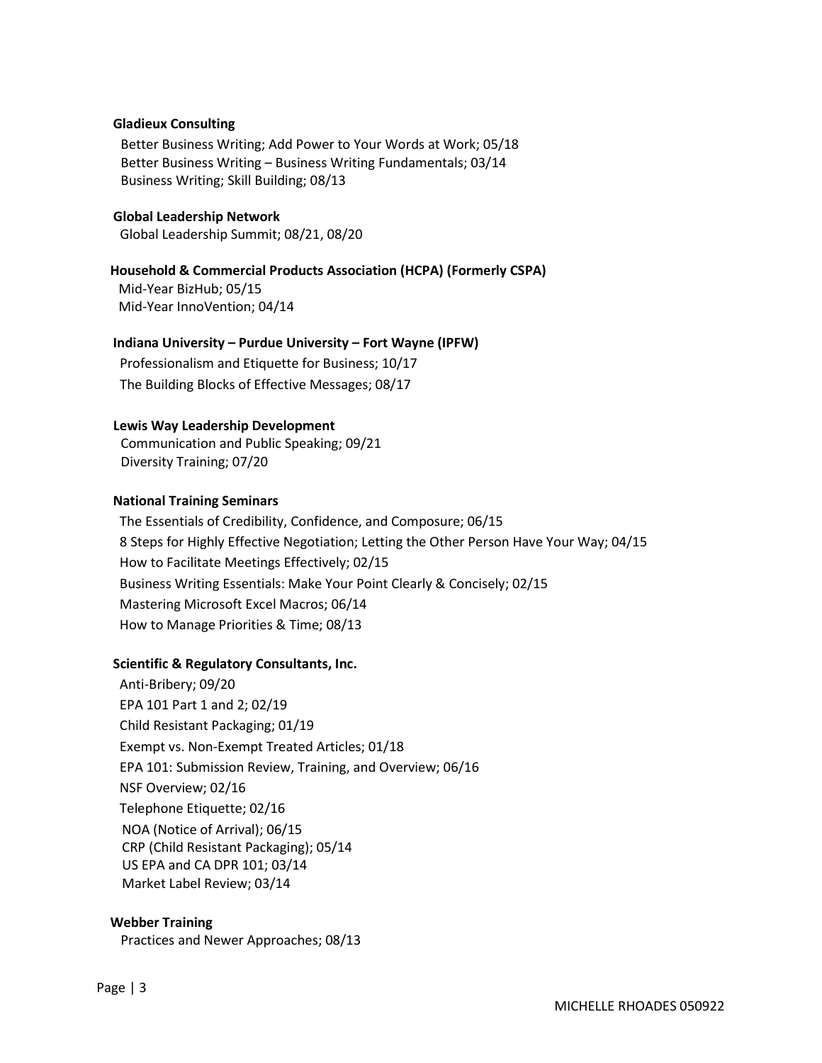**Gladieux Consulting**

Better Business Writing; Add Power to Your Words at Work; 05/18
Better Business Writing – Business Writing Fundamentals; 03/14
Business Writing; Skill Building; 08/13

**Global Leadership Network**

Global Leadership Summit; 08/21, 08/20

**Household & Commercial Products Association (HCPA) (Formerly CSPA)**

Mid-Year BizHub; 05/15
Mid-Year InnoVention; 04/14

**Indiana University – Purdue University – Fort Wayne (IPFW)**

Professionalism and Etiquette for Business; 10/17
The Building Blocks of Effective Messages; 08/17

**Lewis Way Leadership Development**

Communication and Public Speaking; 09/21
Diversity Training; 07/20

**National Training Seminars**

The Essentials of Credibility, Confidence, and Composure; 06/15
8 Steps for Highly Effective Negotiation; Letting the Other Person Have Your Way; 04/15
How to Facilitate Meetings Effectively; 02/15
Business Writing Essentials: Make Your Point Clearly & Concisely; 02/15
Mastering Microsoft Excel Macros; 06/14
How to Manage Priorities & Time; 08/13

**Scientific & Regulatory Consultants, Inc.**

Anti-Bribery; 09/20
EPA 101 Part 1 and 2; 02/19
Child Resistant Packaging; 01/19
Exempt vs. Non-Exempt Treated Articles; 01/18
EPA 101: Submission Review, Training, and Overview; 06/16
NSF Overview; 02/16
Telephone Etiquette; 02/16
NOA (Notice of Arrival); 06/15
CRP (Child Resistant Packaging); 05/14
US EPA and CA DPR 101; 03/14
Market Label Review; 03/14

**Webber Training**

Practices and Newer Approaches; 08/13